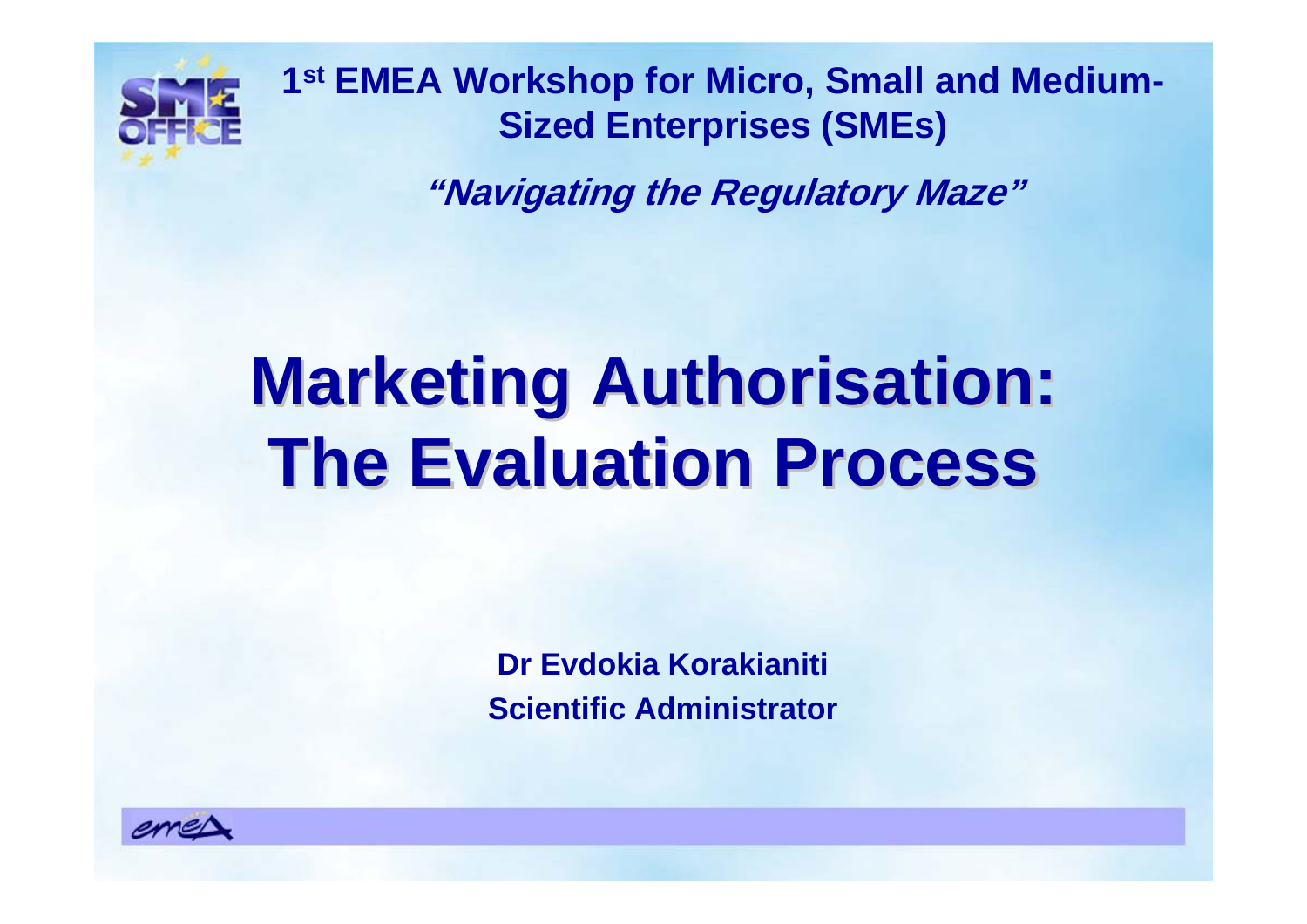1st EMEA Workshop for Micro, Small and Medium-Sized Enterprises (SMEs)

***"Navigating the Regulatory Maze"***

# Marketing Authorisation: The Evaluation Process

**Dr Evdokia Korakianiti**
**Scientific Administrator**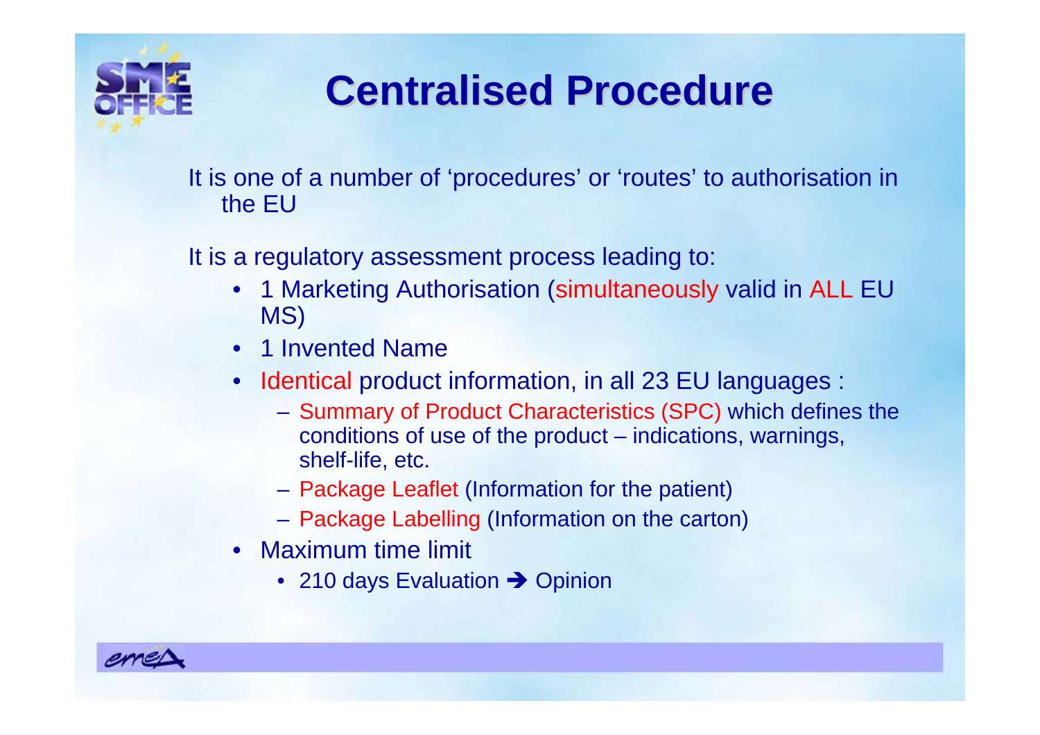# Centralised Procedure

It is one of a number of 'procedures' or 'routes' to authorisation in the EU

It is a regulatory assessment process leading to:

- 1 Marketing Authorisation (simultaneously valid in ALL EU MS)
- 1 Invented Name
- Identical product information, in all 23 EU languages :
  - Summary of Product Characteristics (SPC) which defines the conditions of use of the product – indications, warnings, shelf-life, etc.
  - Package Leaflet (Information for the patient)
  - Package Labelling (Information on the carton)
- Maximum time limit
  - 210 days Evaluation ➔ Opinion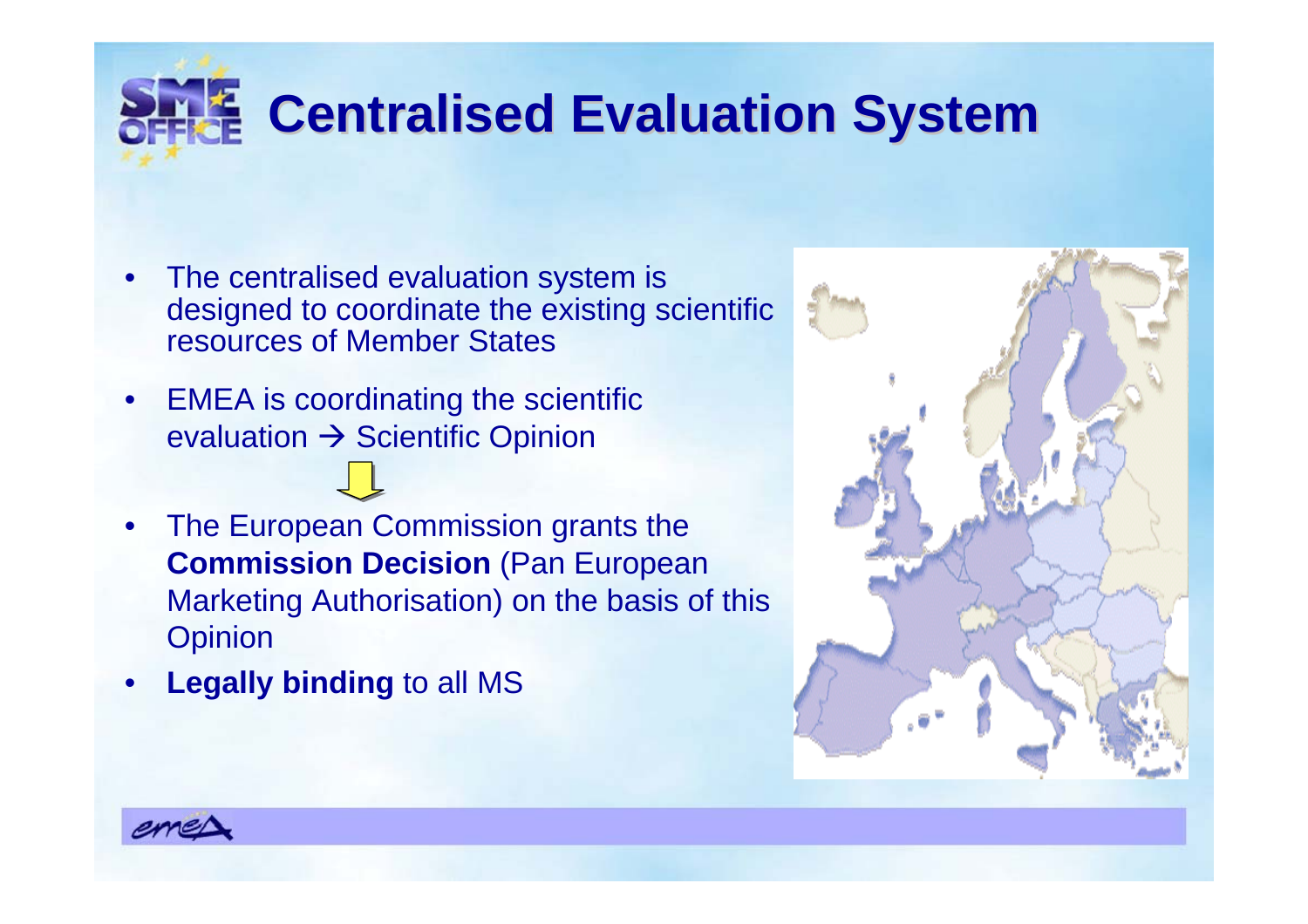# Centralised Evaluation System

- The centralised evaluation system is designed to coordinate the existing scientific resources of Member States
- EMEA is coordinating the scientific evaluation → Scientific Opinion
- The European Commission grants the **Commission Decision** (Pan European Marketing Authorisation) on the basis of this Opinion
- **Legally binding** to all MS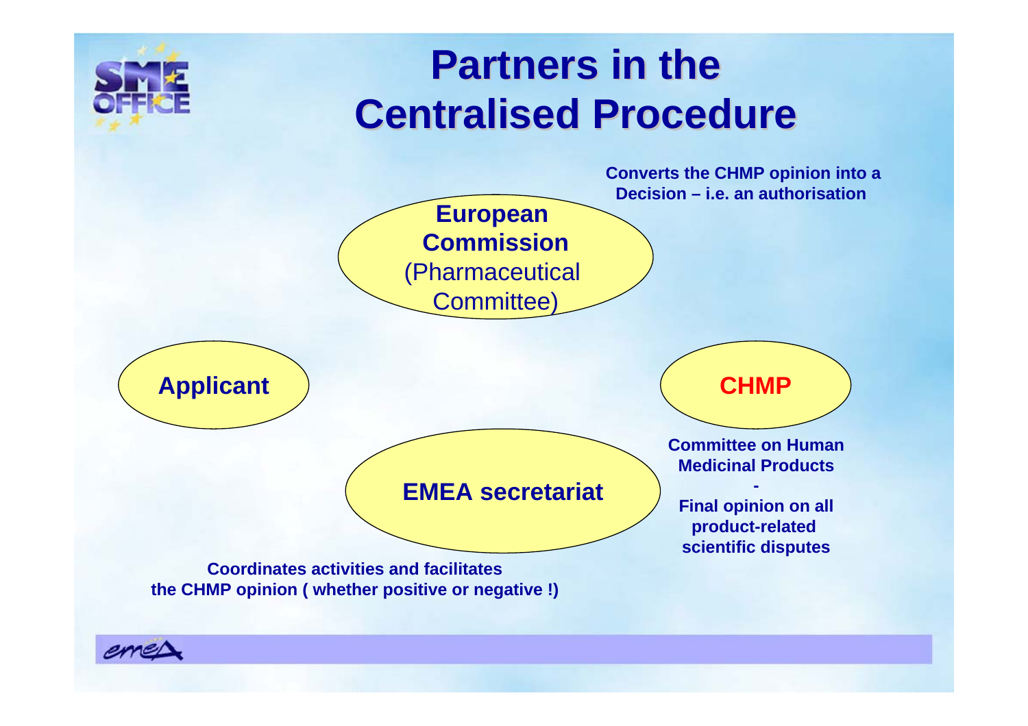# Partners in the Centralised Procedure

**European Commission** (Pharmaceutical Committee)

**Converts the CHMP opinion into a Decision – i.e. an authorisation**

**Applicant**

**CHMP**

**Committee on Human Medicinal Products**

**-**

**Final opinion on all product-related scientific disputes**

**EMEA secretariat**

**Coordinates activities and facilitates the CHMP opinion ( whether positive or negative !)**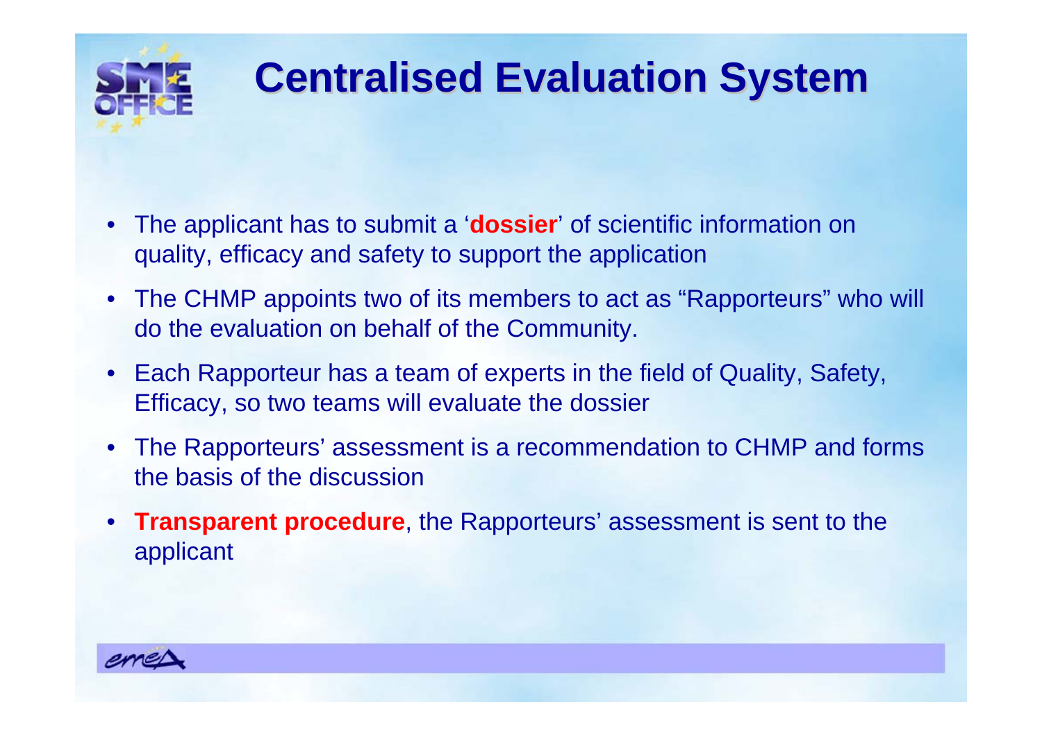# Centralised Evaluation System

- The applicant has to submit a '**dossier**' of scientific information on quality, efficacy and safety to support the application
- The CHMP appoints two of its members to act as "Rapporteurs" who will do the evaluation on behalf of the Community.
- Each Rapporteur has a team of experts in the field of Quality, Safety, Efficacy, so two teams will evaluate the dossier
- The Rapporteurs' assessment is a recommendation to CHMP and forms the basis of the discussion
- **Transparent procedure**, the Rapporteurs' assessment is sent to the applicant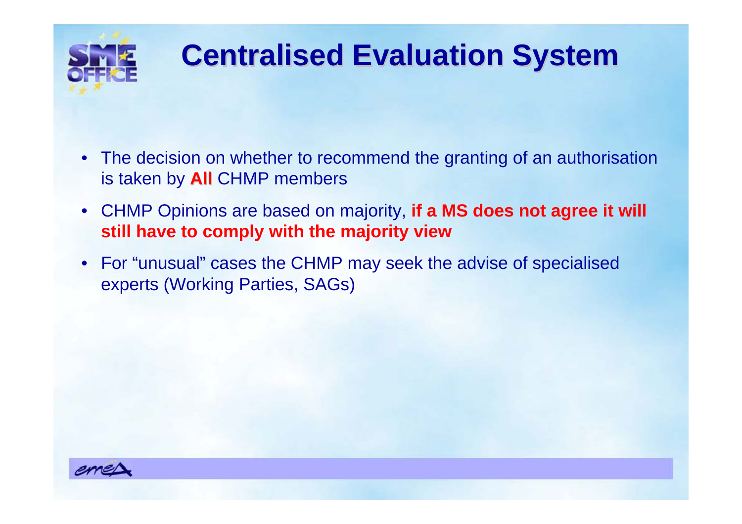# Centralised Evaluation System

- The decision on whether to recommend the granting of an authorisation is taken by **All** CHMP members
- CHMP Opinions are based on majority, **if a MS does not agree it will still have to comply with the majority view**
- For "unusual" cases the CHMP may seek the advise of specialised experts (Working Parties, SAGs)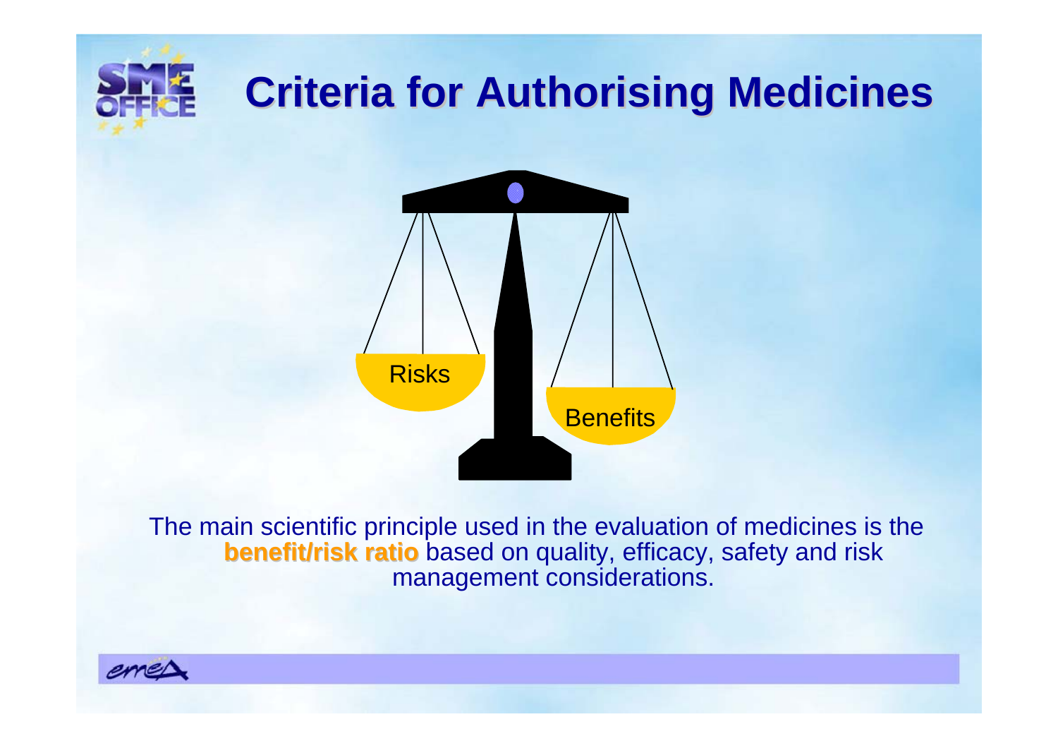# Criteria for Authorising Medicines

Risks

Benefits

The main scientific principle used in the evaluation of medicines is the **benefit/risk ratio** based on quality, efficacy, safety and risk management considerations.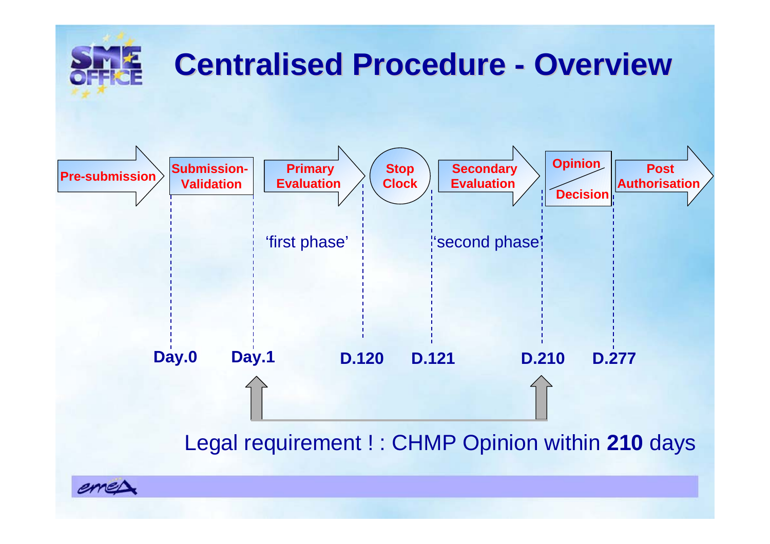# Centralised Procedure - Overview

Pre-submission → Submission-Validation → Primary Evaluation → Stop Clock → Secondary Evaluation → Opinion / Decision → Post Authorisation

‘first phase’

‘second phase’

Day.0 | Day.1 | D.120 | D.121 | D.210 | D.277

Legal requirement ! : CHMP Opinion within **210** days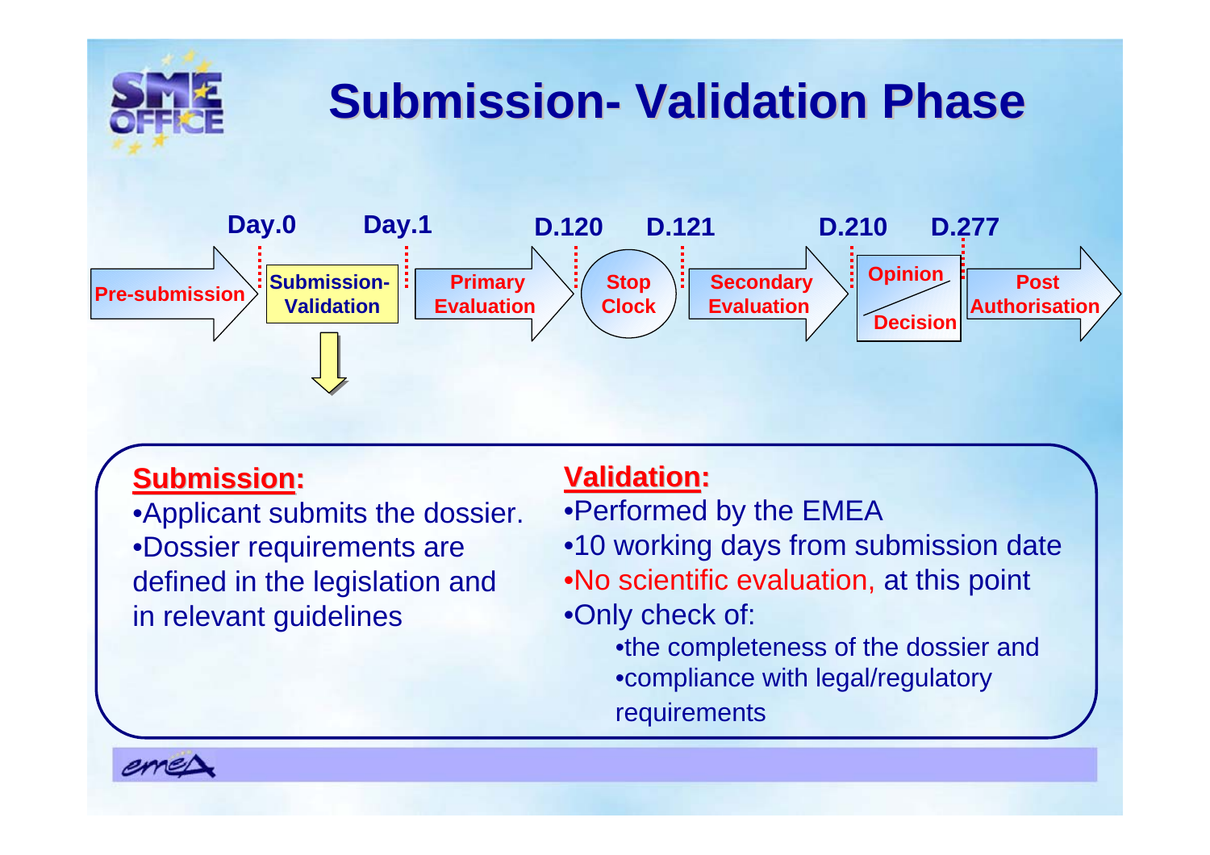# Submission- Validation Phase

Day.0 | Day.1 | D.120 | D.121 | D.210 | D.277

Pre-submission → Submission-Validation → Primary Evaluation → Stop Clock → Secondary Evaluation → Opinion / Decision → Post Authorisation

**Submission:**

- Applicant submits the dossier.
- Dossier requirements are defined in the legislation and in relevant guidelines

**Validation:**

- Performed by the EMEA
- 10 working days from submission date
- No scientific evaluation, at this point
- Only check of:
  - the completeness of the dossier and
  - compliance with legal/regulatory requirements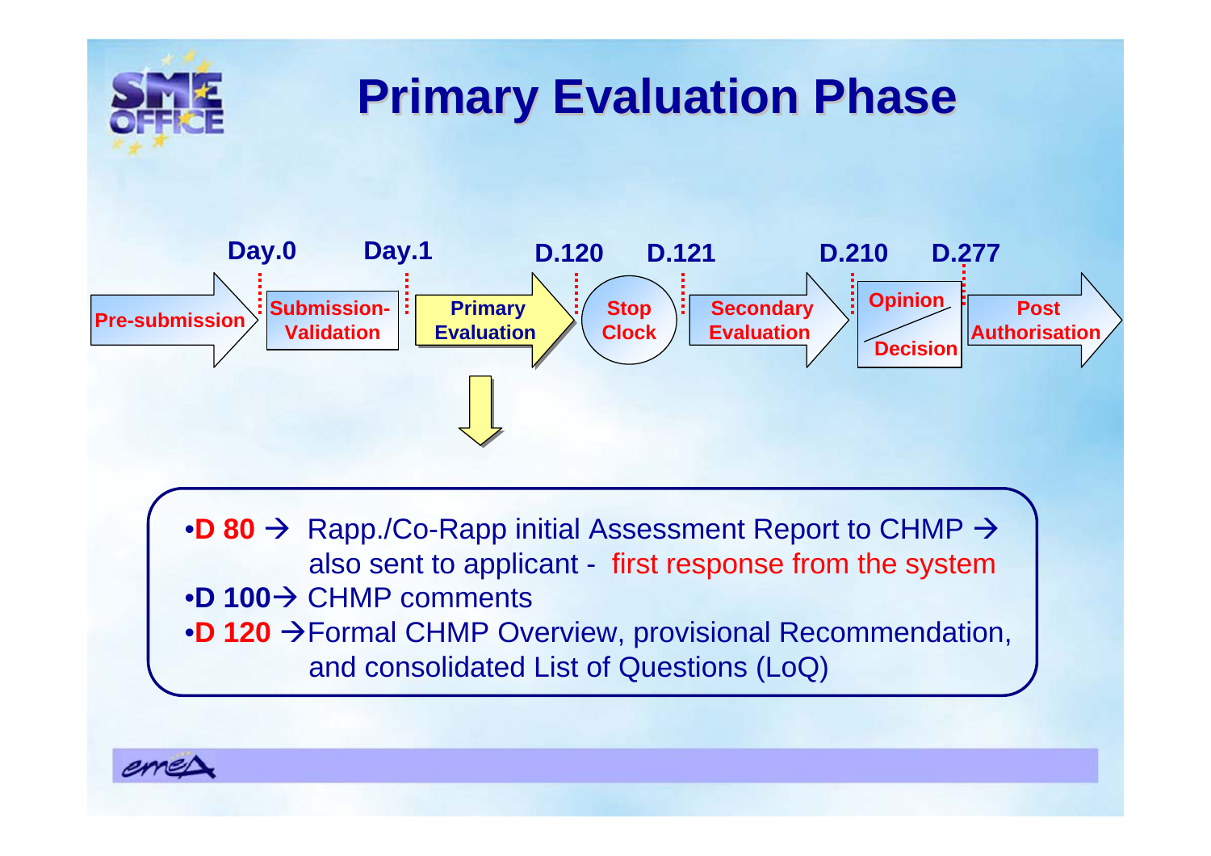# Primary Evaluation Phase

| Day.0 | Day.1 | D.120 | D.121 | D.210 | D.277 | |
|---|---|---|---|---|---|---|
| Pre-submission | Submission-Validation | Primary Evaluation | Stop Clock | Secondary Evaluation | Opinion / Decision | Post Authorisation |

- **D 80** → Rapp./Co-Rapp initial Assessment Report to CHMP → also sent to applicant - first response from the system
- **D 100** → CHMP comments
- **D 120** → Formal CHMP Overview, provisional Recommendation, and consolidated List of Questions (LoQ)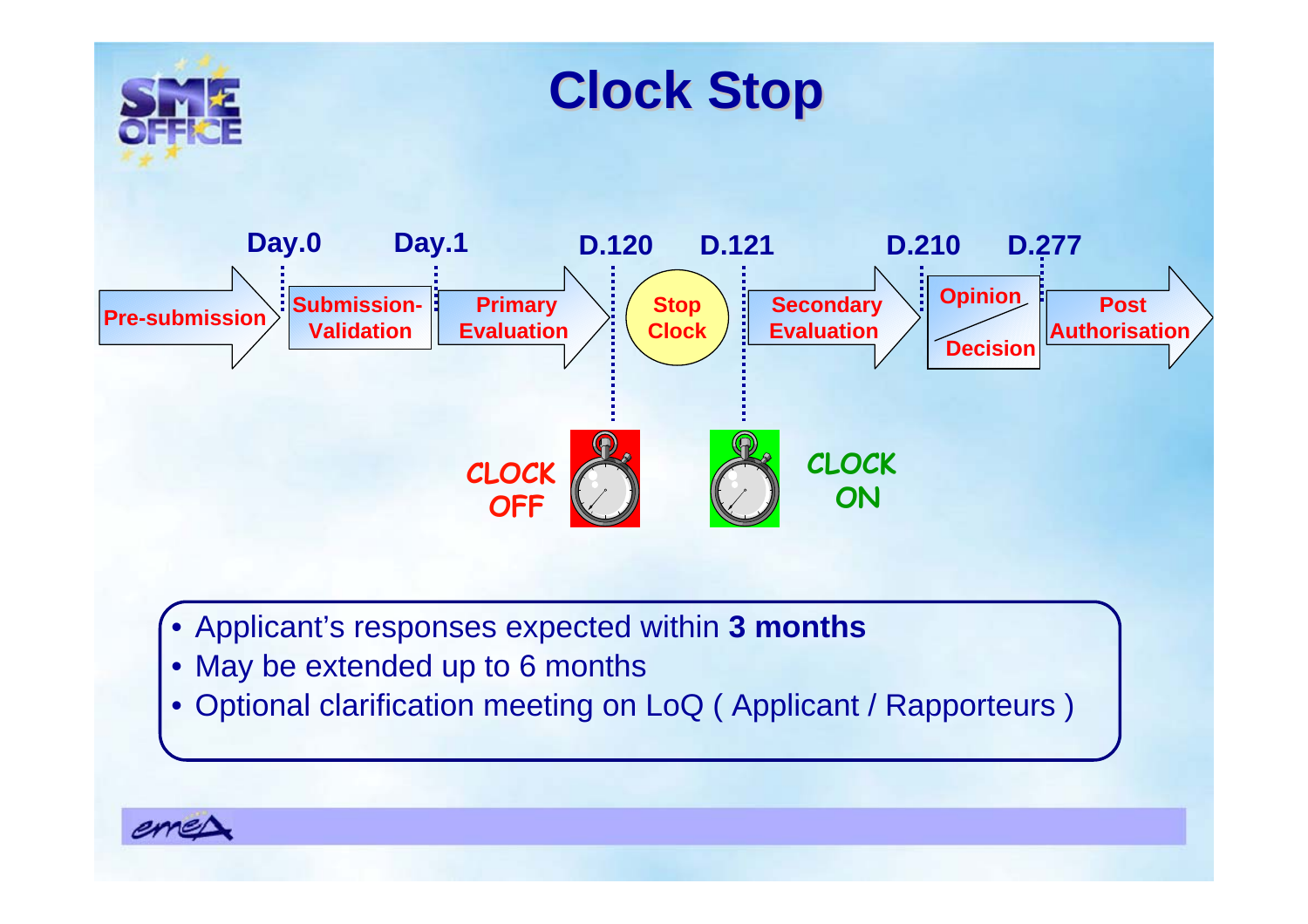# Clock Stop

Day.0 | Day.1 | D.120 | D.121 | D.210 | D.277

Pre-submission → Submission-Validation → Primary Evaluation → Stop Clock → Secondary Evaluation → Opinion / Decision → Post Authorisation

CLOCK OFF (D.120) — CLOCK ON (D.121)

- Applicant's responses expected within **3 months**
- May be extended up to 6 months
- Optional clarification meeting on LoQ ( Applicant / Rapporteurs )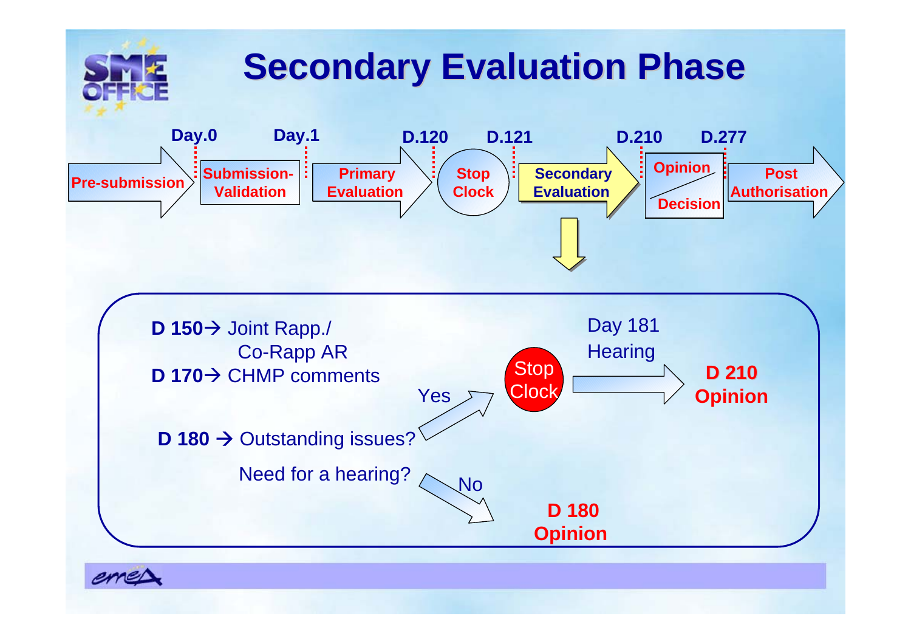# Secondary Evaluation Phase

Pre-submission → **Day.0** → Submission-Validation → **Day.1** → Primary Evaluation → **D.120** → Stop Clock → **D.121** → Secondary Evaluation → **D.210** → Opinion / Decision → **D.277** → Post Authorisation

**D 150** → Joint Rapp./ Co-Rapp AR

**D 170** → CHMP comments

**D 180** → Outstanding issues?

Need for a hearing?

- Yes → Stop Clock → Day 181 Hearing → **D 210 Opinion**
- No → **D 180 Opinion**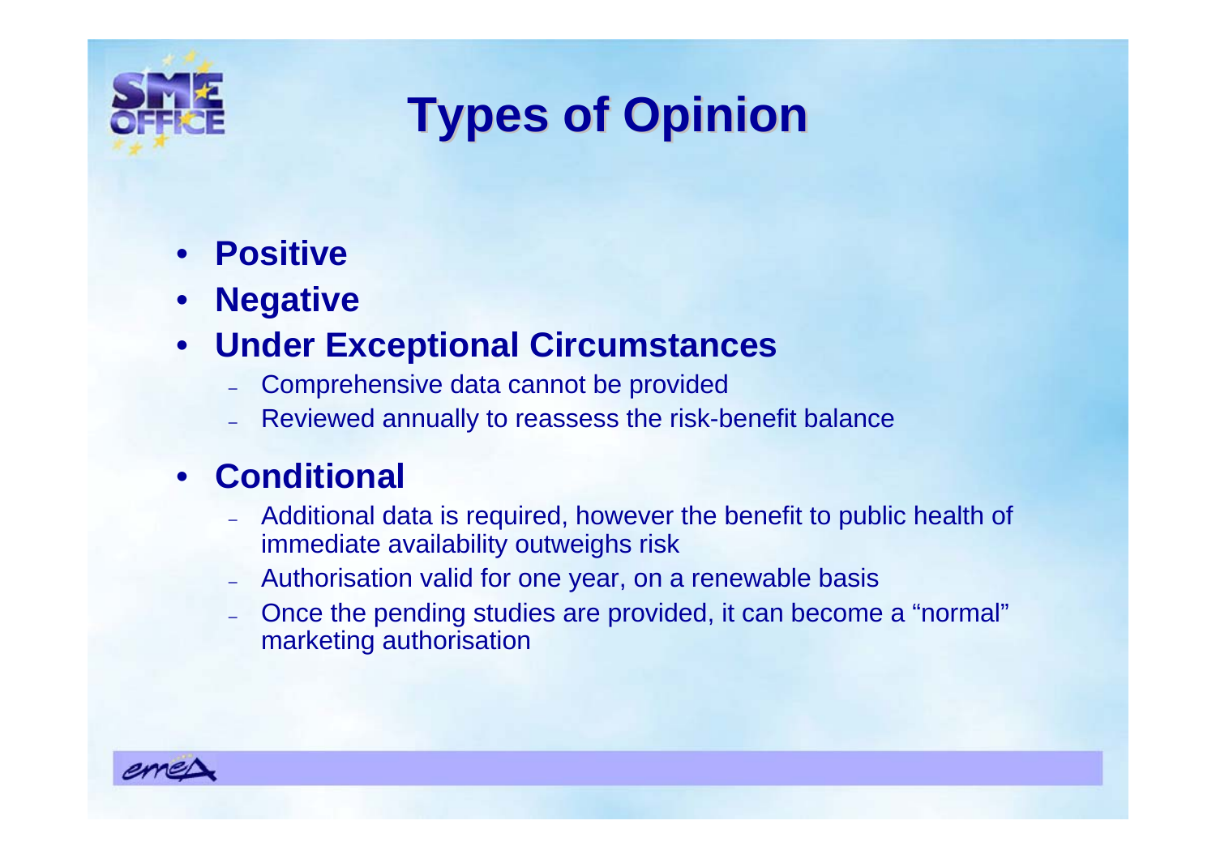# Types of Opinion

- **Positive**
- **Negative**
- **Under Exceptional Circumstances**
  - Comprehensive data cannot be provided
  - Reviewed annually to reassess the risk-benefit balance
- **Conditional**
  - Additional data is required, however the benefit to public health of immediate availability outweighs risk
  - Authorisation valid for one year, on a renewable basis
  - Once the pending studies are provided, it can become a "normal" marketing authorisation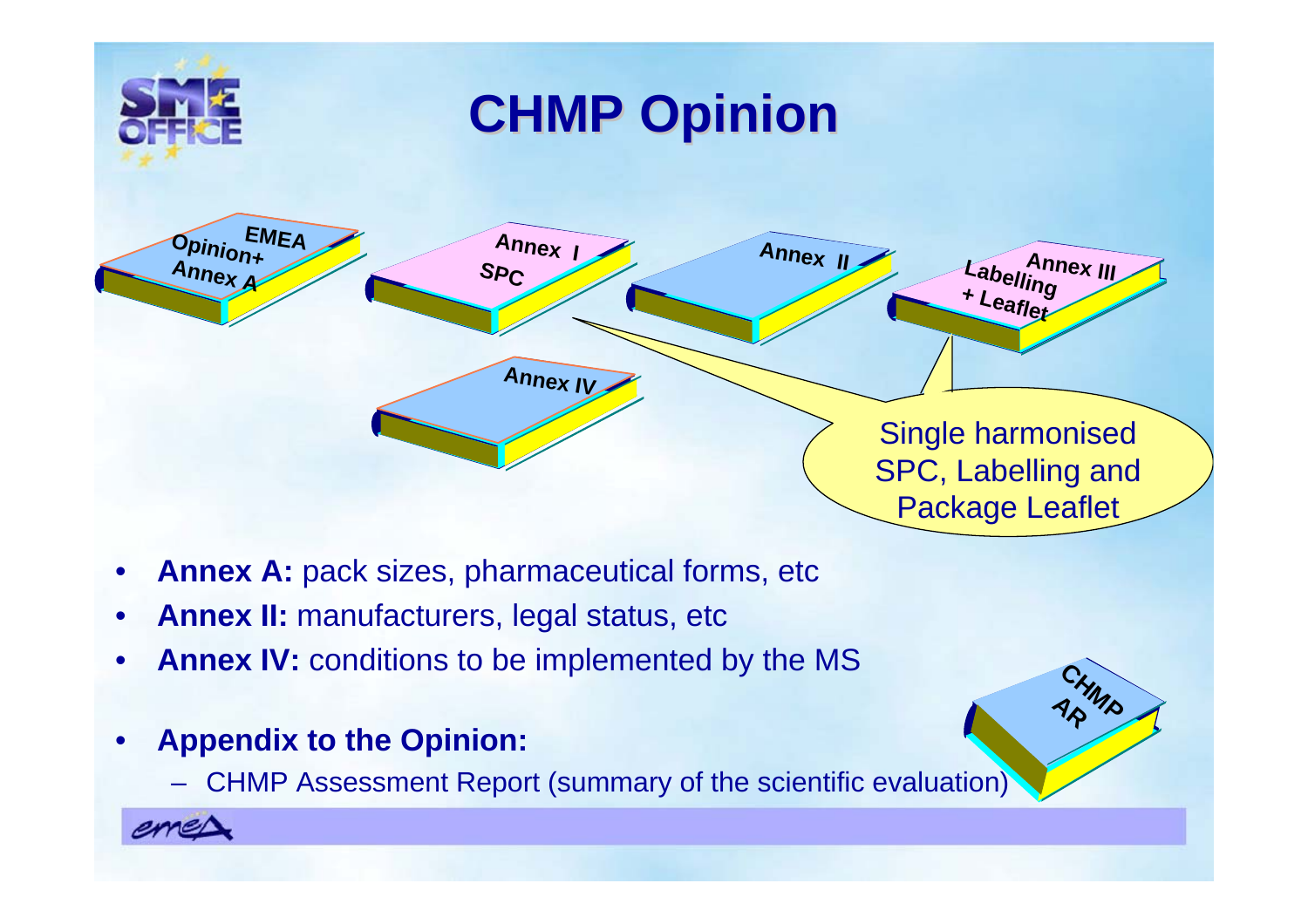# CHMP Opinion

EMEA Opinion+ Annex A

Annex I SPC

Annex II

Annex III Labelling + Leaflet

Annex IV

Single harmonised SPC, Labelling and Package Leaflet

- **Annex A:** pack sizes, pharmaceutical forms, etc
- **Annex II:** manufacturers, legal status, etc
- **Annex IV:** conditions to be implemented by the MS

- **Appendix to the Opinion:**
  - CHMP Assessment Report (summary of the scientific evaluation)

CHMP AR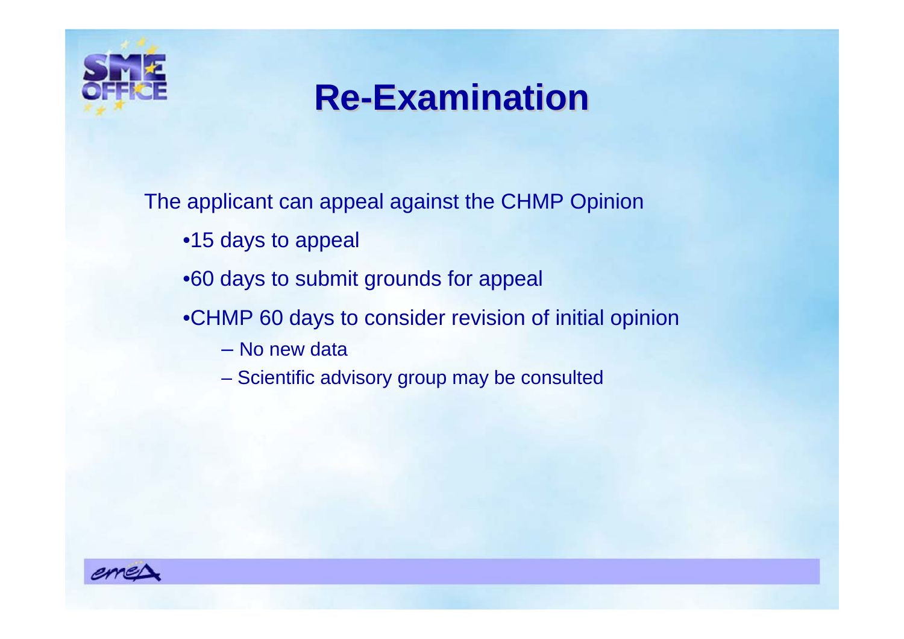# Re-Examination

The applicant can appeal against the CHMP Opinion

- 15 days to appeal
- 60 days to submit grounds for appeal
- CHMP 60 days to consider revision of initial opinion
  - No new data
  - Scientific advisory group may be consulted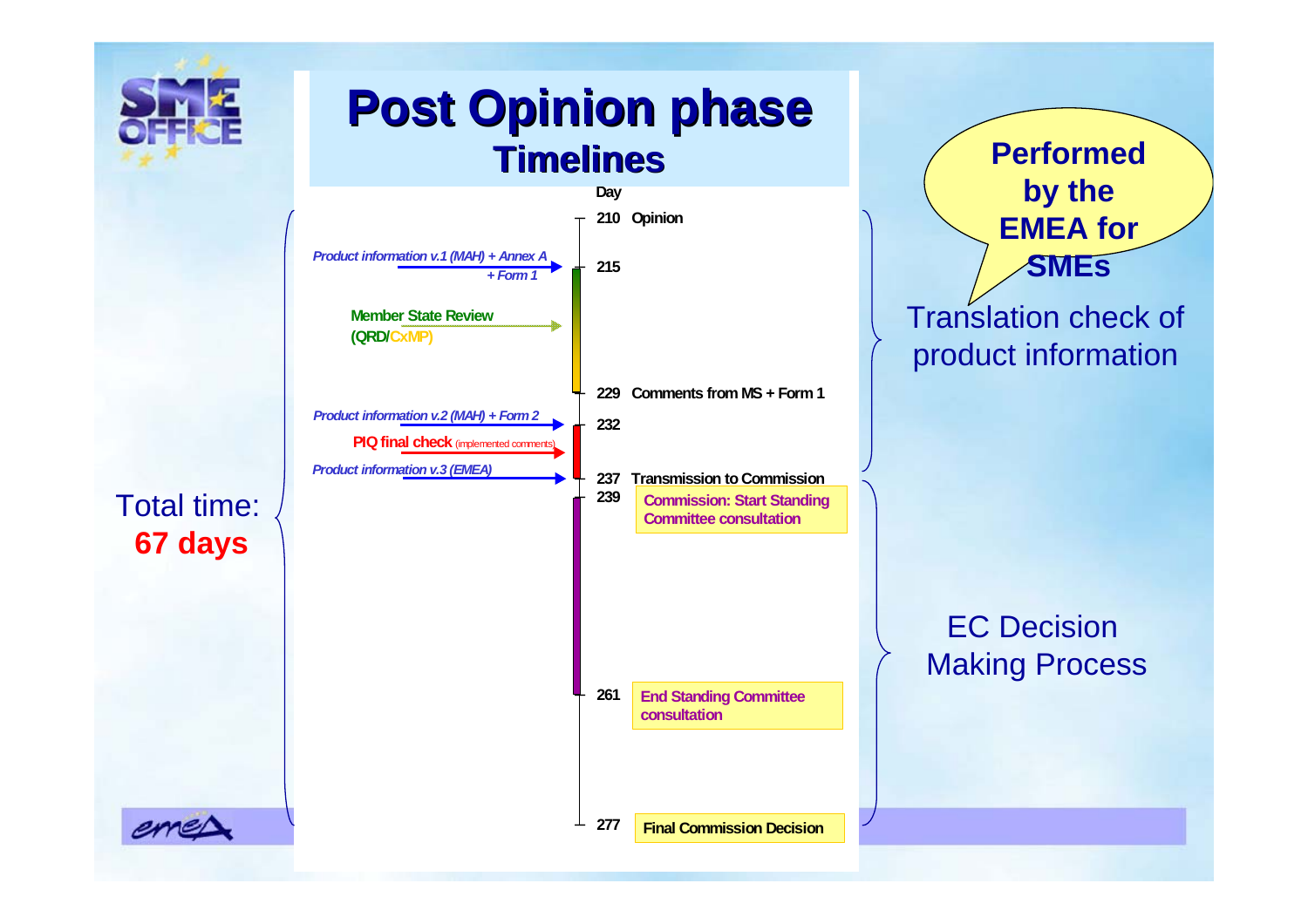# Post Opinion phase

## Timelines

**Day**

- **210** Opinion
- *Product information v.1 (MAH) + Annex A + Form 1* → **215**
- Member State Review (QRD/CxMP)
- **229** Comments from MS + Form 1
- *Product information v.2 (MAH) + Form 2* → **232**
- PIQ final check (implemented comments)
- *Product information v.3 (EMEA)* → **237** Transmission to Commission
- **239** Commission: Start Standing Committee consultation
- **261** End Standing Committee consultation
- **277** Final Commission Decision

Total time: **67 days**

**Performed by the EMEA for SMEs**

Translation check of product information

EC Decision Making Process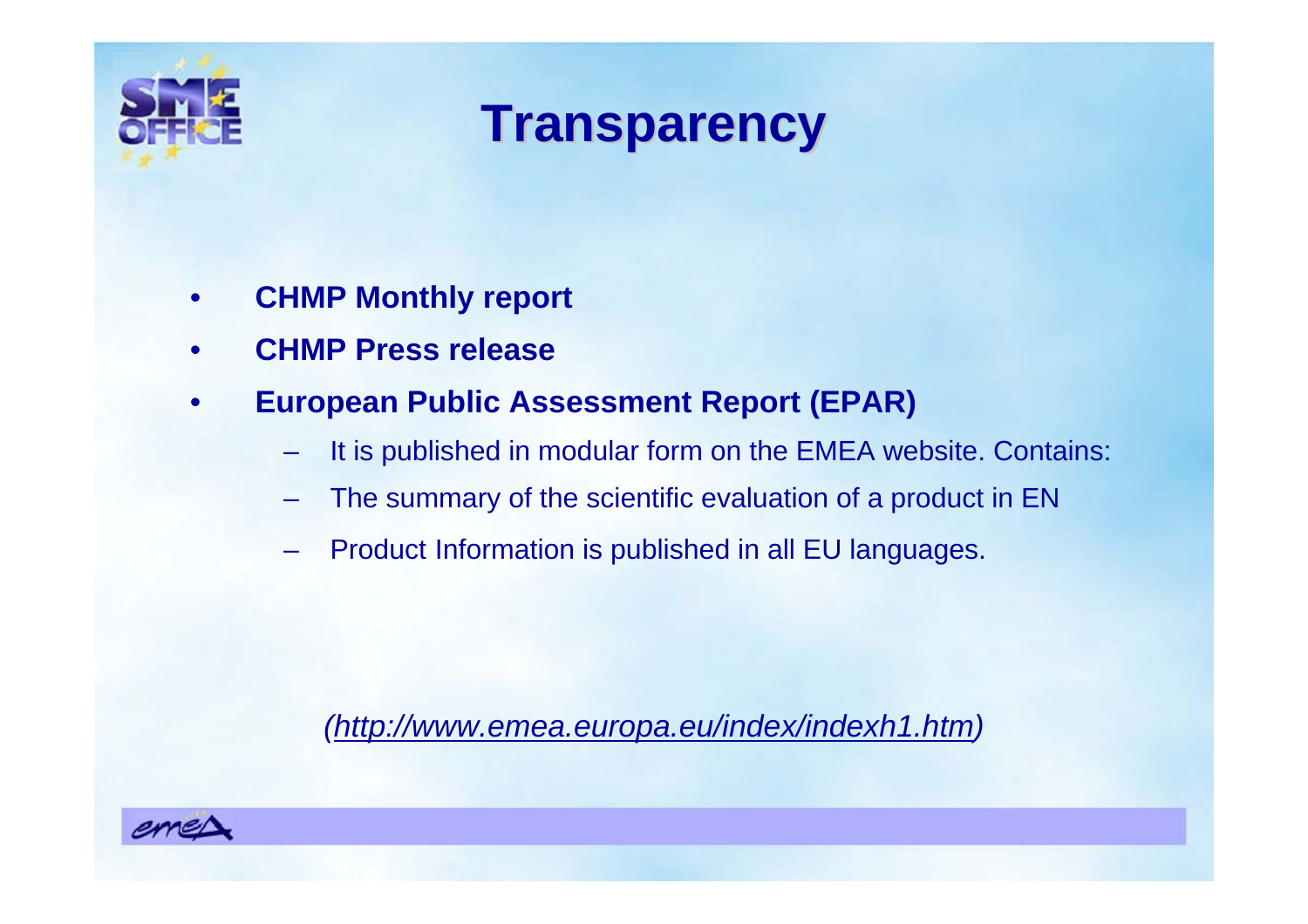# Transparency

- **CHMP Monthly report**
- **CHMP Press release**
- **European Public Assessment Report (EPAR)**
  - It is published in modular form on the EMEA website. Contains:
  - The summary of the scientific evaluation of a product in EN
  - Product Information is published in all EU languages.

*(http://www.emea.europa.eu/index/indexh1.htm)*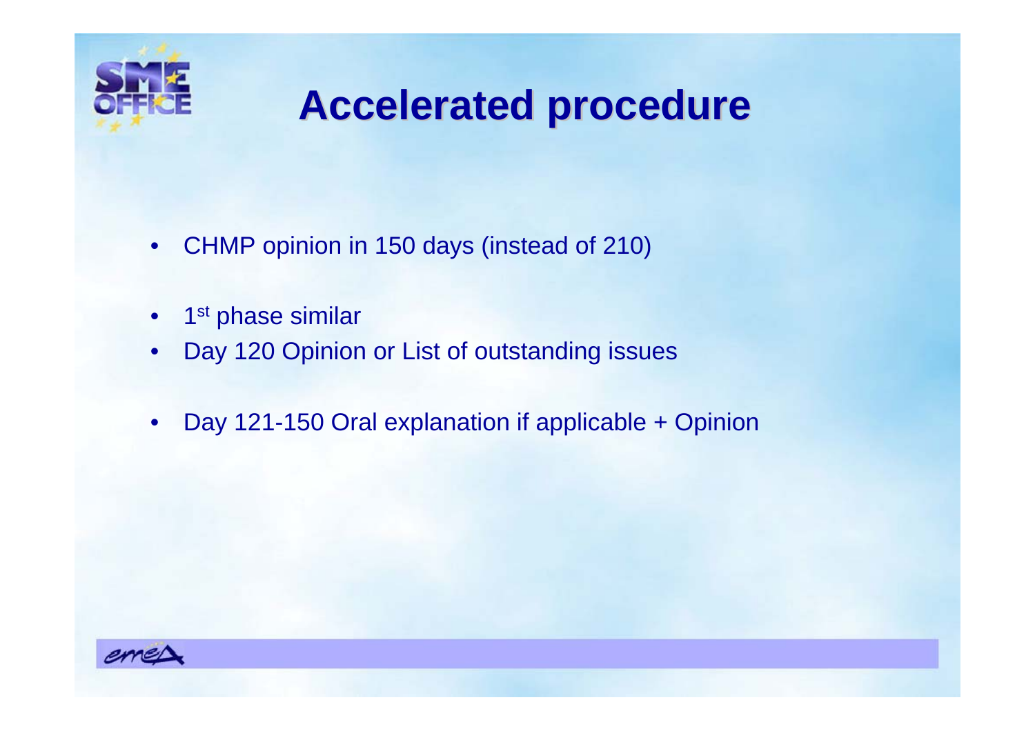# Accelerated procedure

- CHMP opinion in 150 days (instead of 210)
- 1st phase similar
- Day 120 Opinion or List of outstanding issues
- Day 121-150 Oral explanation if applicable + Opinion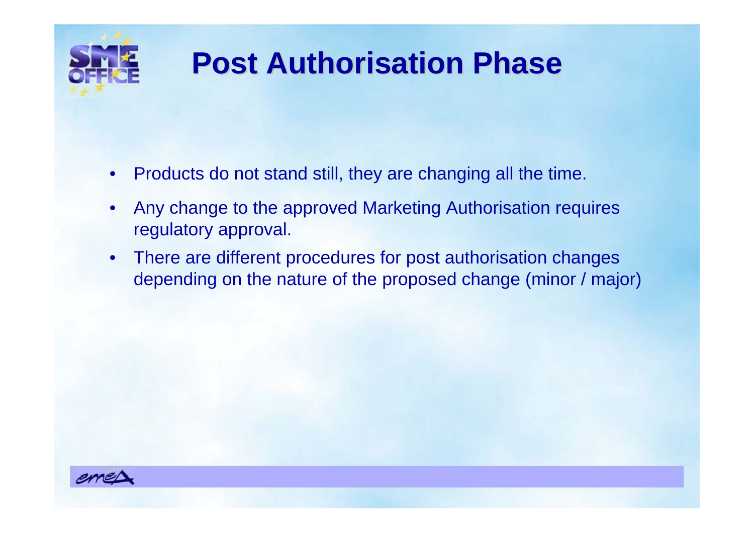# Post Authorisation Phase

- Products do not stand still, they are changing all the time.
- Any change to the approved Marketing Authorisation requires regulatory approval.
- There are different procedures for post authorisation changes depending on the nature of the proposed change (minor / major)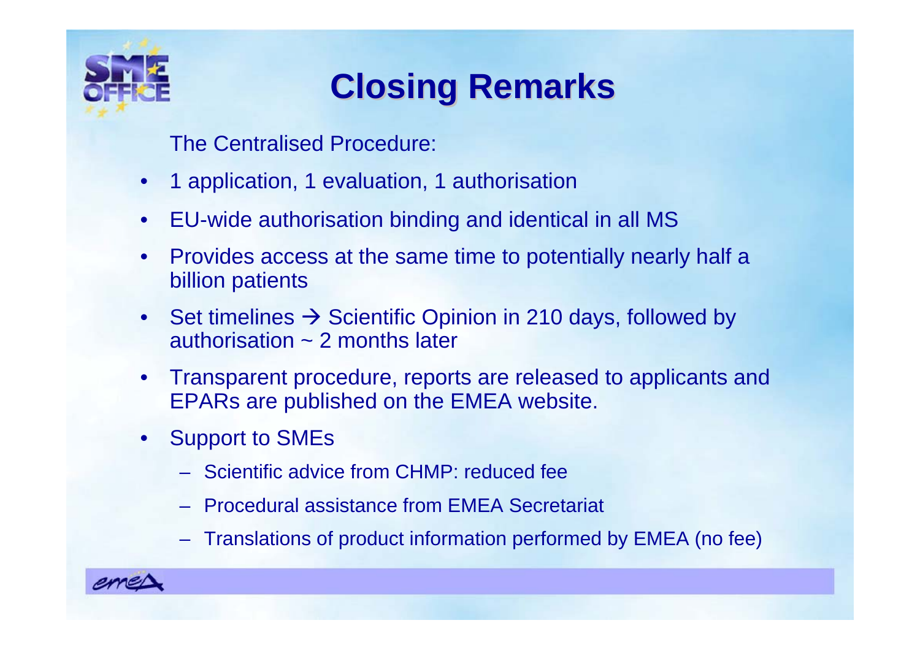# Closing Remarks

The Centralised Procedure:

- 1 application, 1 evaluation, 1 authorisation
- EU-wide authorisation binding and identical in all MS
- Provides access at the same time to potentially nearly half a billion patients
- Set timelines → Scientific Opinion in 210 days, followed by authorisation ~ 2 months later
- Transparent procedure, reports are released to applicants and EPARs are published on the EMEA website.
- Support to SMEs
  - Scientific advice from CHMP: reduced fee
  - Procedural assistance from EMEA Secretariat
  - Translations of product information performed by EMEA (no fee)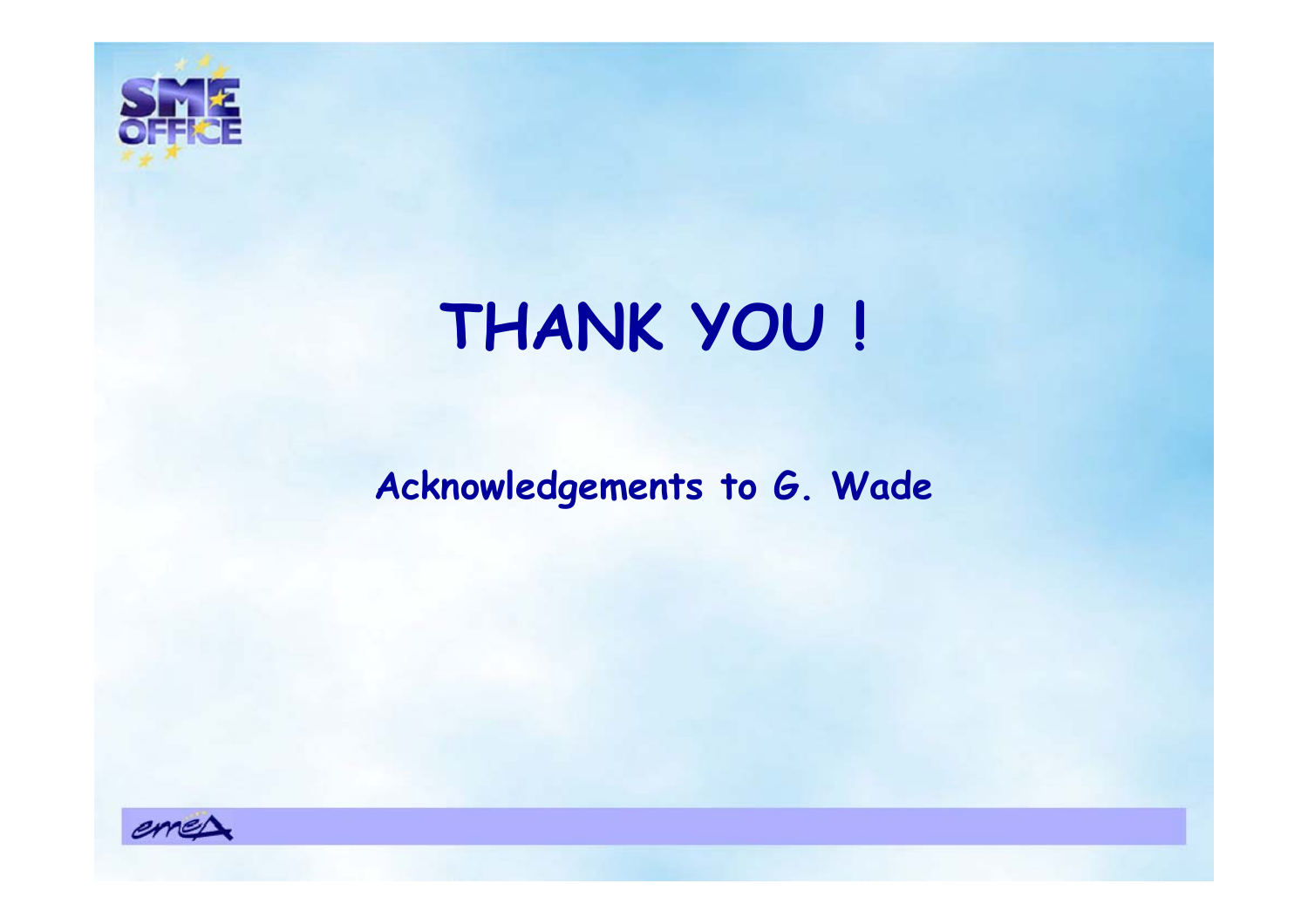# THANK YOU !

**Acknowledgements to G. Wade**